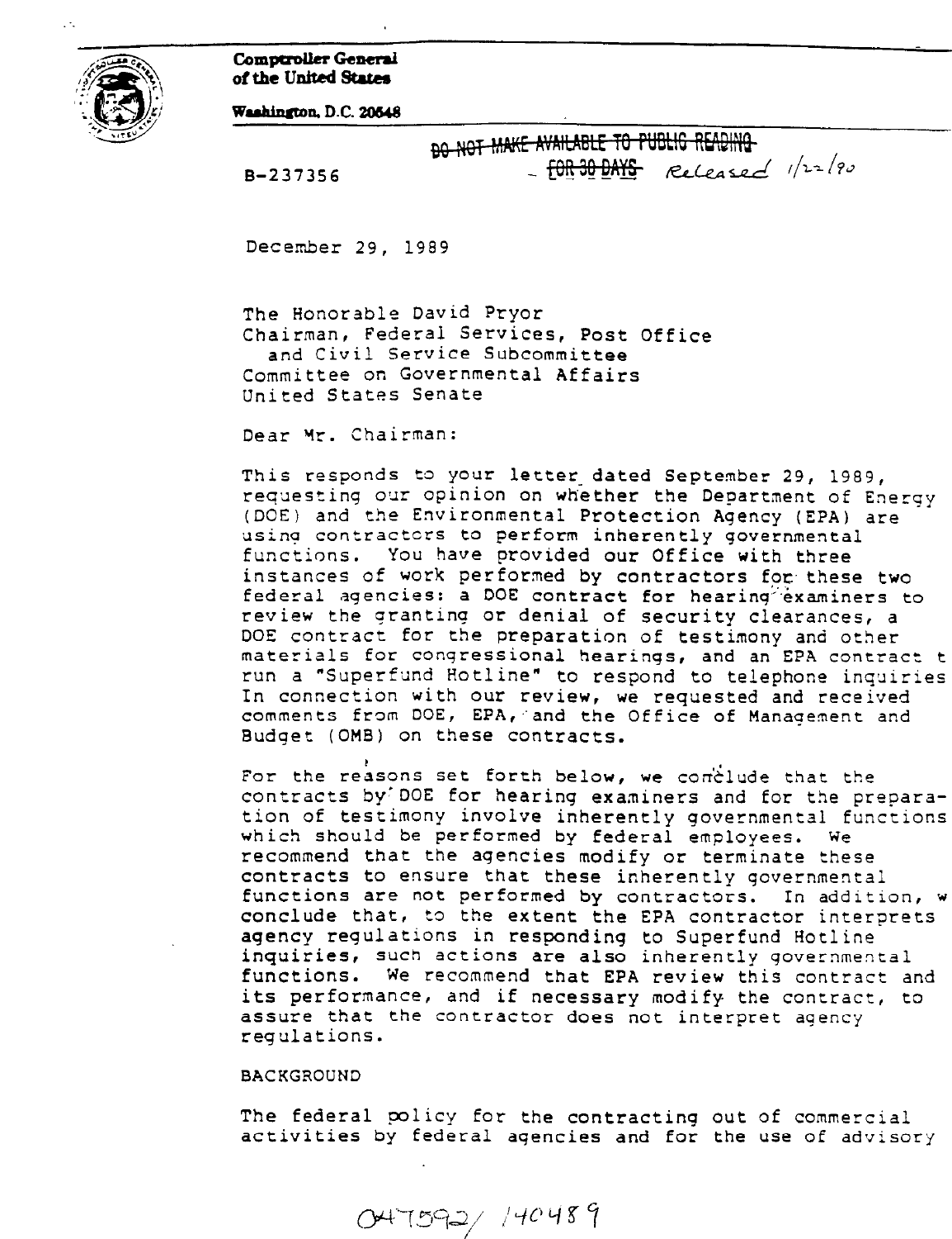**Comptroller General of the United States**

**Washington, D.C. 20548**

~~DO NOT MAKE AVAILABLE TO PUBLIC READING FOR 30 DAYS~~ Released 1/22/90

B-237356

December 29, 1989

The Honorable David Pryor
Chairman, Federal Services, Post Office
and Civil Service Subcommittee
Committee on Governmental Affairs
United States Senate

Dear Mr. Chairman:

This responds to your letter dated September 29, 1989, requesting our opinion on whether the Department of Energy (DOE) and the Environmental Protection Agency (EPA) are using contractors to perform inherently governmental functions. You have provided our Office with three instances of work performed by contractors for these two federal agencies: a DOE contract for hearing examiners to review the granting or denial of security clearances, a DOE contract for the preparation of testimony and other materials for congressional hearings, and an EPA contract t run a "Superfund Hotline" to respond to telephone inquiries In connection with our review, we requested and received comments from DOE, EPA, and the Office of Management and Budget (OMB) on these contracts.

For the reasons set forth below, we conclude that the contracts by DOE for hearing examiners and for the preparation of testimony involve inherently governmental functions which should be performed by federal employees. We recommend that the agencies modify or terminate these contracts to ensure that these inherently governmental functions are not performed by contractors. In addition, w conclude that, to the extent the EPA contractor interprets agency regulations in responding to Superfund Hotline inquiries, such actions are also inherently governmental functions. We recommend that EPA review this contract and its performance, and if necessary modify the contract, to assure that the contractor does not interpret agency regulations.

BACKGROUND

The federal policy for the contracting out of commercial activities by federal agencies and for the use of advisory

047592/140489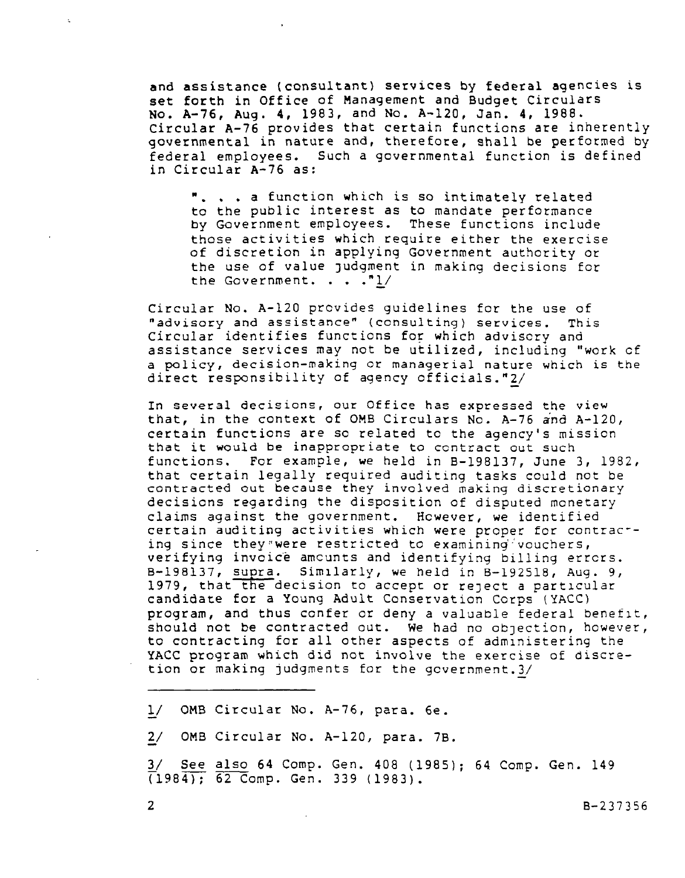and assistance (consultant) services by federal agencies is set forth in Office of Management and Budget Circulars No. A-76, Aug. 4, 1983, and No. A-120, Jan. 4, 1988. Circular A-76 provides that certain functions are inherently governmental in nature and, therefore, shall be performed by federal employees. Such a governmental function is defined in Circular A-76 as:

> ". . . a function which is so intimately related to the public interest as to mandate performance by Government employees. These functions include those activities which require either the exercise of discretion in applying Government authority or the use of value judgment in making decisions for the Government. . . ."1/

Circular No. A-120 provides guidelines for the use of "advisory and assistance" (consulting) services. This Circular identifies functions for which advisory and assistance services may not be utilized, including "work of a policy, decision-making or managerial nature which is the direct responsibility of agency officials."2/

In several decisions, our Office has expressed the view that, in the context of OMB Circulars No. A-76 and A-120, certain functions are so related to the agency's mission that it would be inappropriate to contract out such functions. For example, we held in B-198137, June 3, 1982, that certain legally required auditing tasks could not be contracted out because they involved making discretionary decisions regarding the disposition of disputed monetary claims against the government. However, we identified certain auditing activities which were proper for contracting since they were restricted to examining vouchers, verifying invoice amounts and identifying billing errors. B-198137, *supra*. Similarly, we held in B-192518, Aug. 9, 1979, that the decision to accept or reject a particular candidate for a Young Adult Conservation Corps (YACC) program, and thus confer or deny a valuable federal benefit, should not be contracted out. We had no objection, however, to contracting for all other aspects of administering the YACC program which did not involve the exercise of discretion or making judgments for the government.3/

---

1/ OMB Circular No. A-76, para. 6e.

2/ OMB Circular No. A-120, para. 7B.

3/ *See also* 64 Comp. Gen. 408 (1985); 64 Comp. Gen. 149 (1984); 62 Comp. Gen. 339 (1983).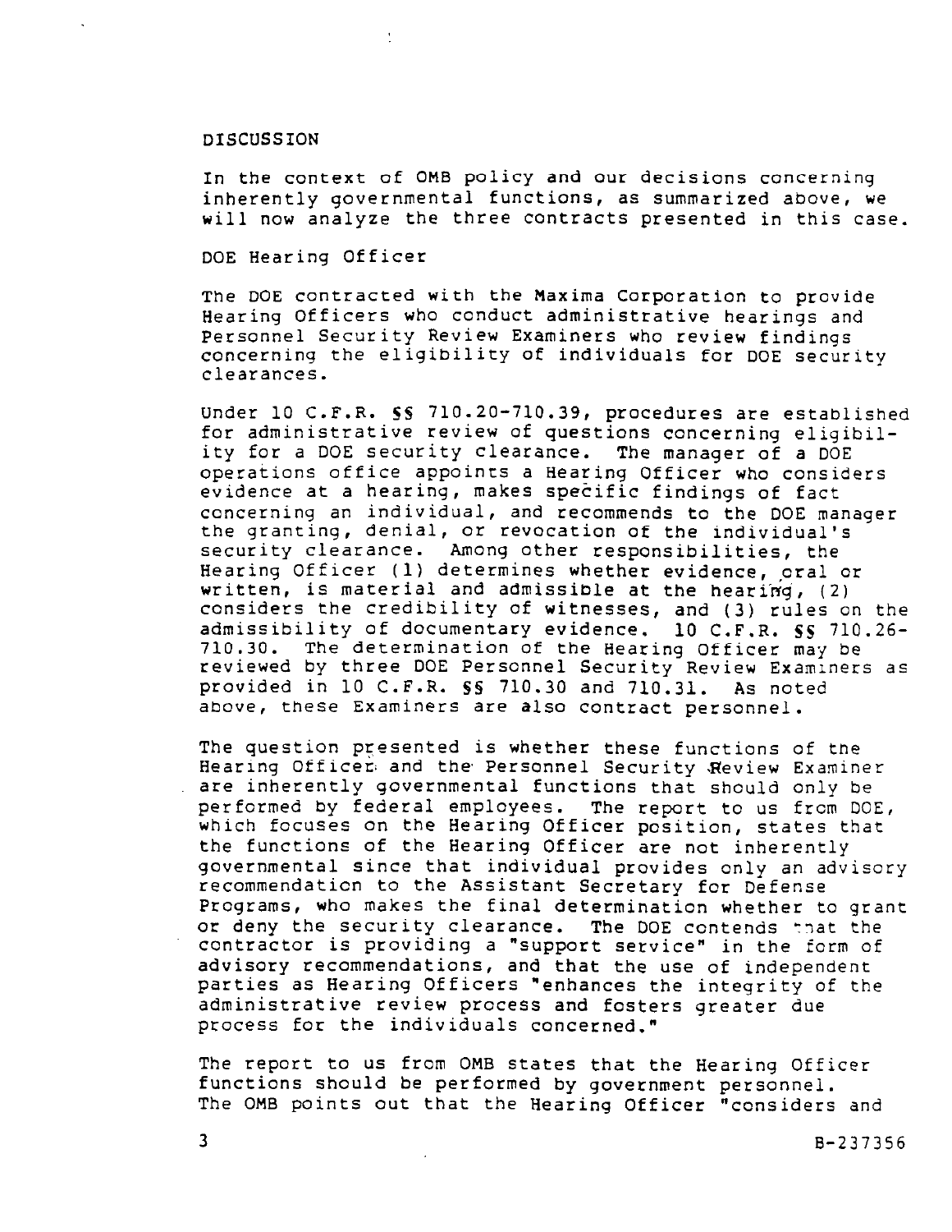DISCUSSION

In the context of OMB policy and our decisions concerning inherently governmental functions, as summarized above, we will now analyze the three contracts presented in this case.

DOE Hearing Officer

The DOE contracted with the Maxima Corporation to provide Hearing Officers who conduct administrative hearings and Personnel Security Review Examiners who review findings concerning the eligibility of individuals for DOE security clearances.

Under 10 C.F.R. §§ 710.20-710.39, procedures are established for administrative review of questions concerning eligibility for a DOE security clearance. The manager of a DOE operations office appoints a Hearing Officer who considers evidence at a hearing, makes specific findings of fact concerning an individual, and recommends to the DOE manager the granting, denial, or revocation of the individual's security clearance. Among other responsibilities, the Hearing Officer (1) determines whether evidence, oral or written, is material and admissible at the hearing, (2) considers the credibility of witnesses, and (3) rules on the admissibility of documentary evidence. 10 C.F.R. §§ 710.26-710.30. The determination of the Hearing Officer may be reviewed by three DOE Personnel Security Review Examiners as provided in 10 C.F.R. §§ 710.30 and 710.31. As noted above, these Examiners are also contract personnel.

The question presented is whether these functions of the Hearing Officer and the Personnel Security Review Examiner are inherently governmental functions that should only be performed by federal employees. The report to us from DOE, which focuses on the Hearing Officer position, states that the functions of the Hearing Officer are not inherently governmental since that individual provides only an advisory recommendation to the Assistant Secretary for Defense Programs, who makes the final determination whether to grant or deny the security clearance. The DOE contends that the contractor is providing a "support service" in the form of advisory recommendations, and that the use of independent parties as Hearing Officers "enhances the integrity of the administrative review process and fosters greater due process for the individuals concerned."

The report to us from OMB states that the Hearing Officer functions should be performed by government personnel. The OMB points out that the Hearing Officer "considers and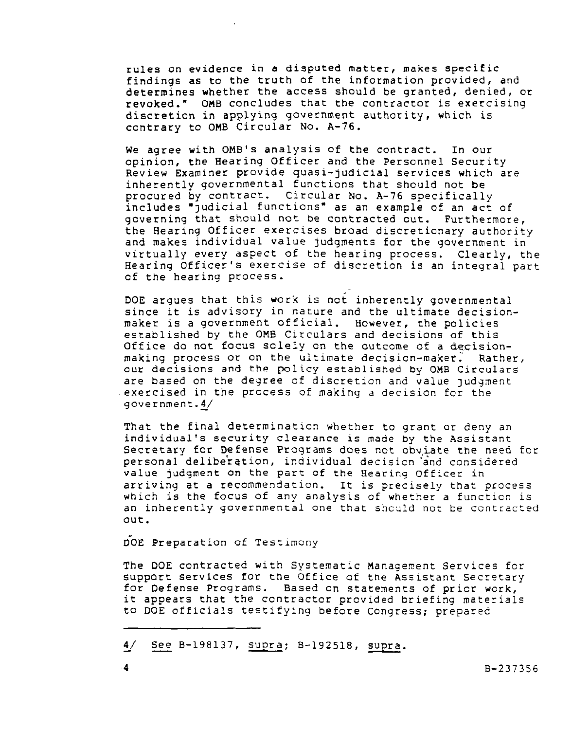rules on evidence in a disputed matter, makes specific findings as to the truth of the information provided, and determines whether the access should be granted, denied, or revoked." OMB concludes that the contractor is exercising discretion in applying government authority, which is contrary to OMB Circular No. A-76.

We agree with OMB's analysis of the contract. In our opinion, the Hearing Officer and the Personnel Security Review Examiner provide quasi-judicial services which are inherently governmental functions that should not be procured by contract. Circular No. A-76 specifically includes "judicial functions" as an example of an act of governing that should not be contracted out. Furthermore, the Hearing Officer exercises broad discretionary authority and makes individual value judgments for the government in virtually every aspect of the hearing process. Clearly, the Hearing Officer's exercise of discretion is an integral part of the hearing process.

DOE argues that this work is not inherently governmental since it is advisory in nature and the ultimate decision-maker is a government official. However, the policies established by the OMB Circulars and decisions of this Office do not focus solely on the outcome of a decision-making process or on the ultimate decision-maker. Rather, our decisions and the policy established by OMB Circulars are based on the degree of discretion and value judgment exercised in the process of making a decision for the government.4/

That the final determination whether to grant or deny an individual's security clearance is made by the Assistant Secretary for Defense Programs does not obviate the need for personal deliberation, individual decision and considered value judgment on the part of the Hearing Officer in arriving at a recommendation. It is precisely that process which is the focus of any analysis of whether a function is an inherently governmental one that should not be contracted out.

DOE Preparation of Testimony

The DOE contracted with Systematic Management Services for support services for the Office of the Assistant Secretary for Defense Programs. Based on statements of prior work, it appears that the contractor provided briefing materials to DOE officials testifying before Congress; prepared

---

4/ See B-198137, supra; B-192518, supra.

B-237356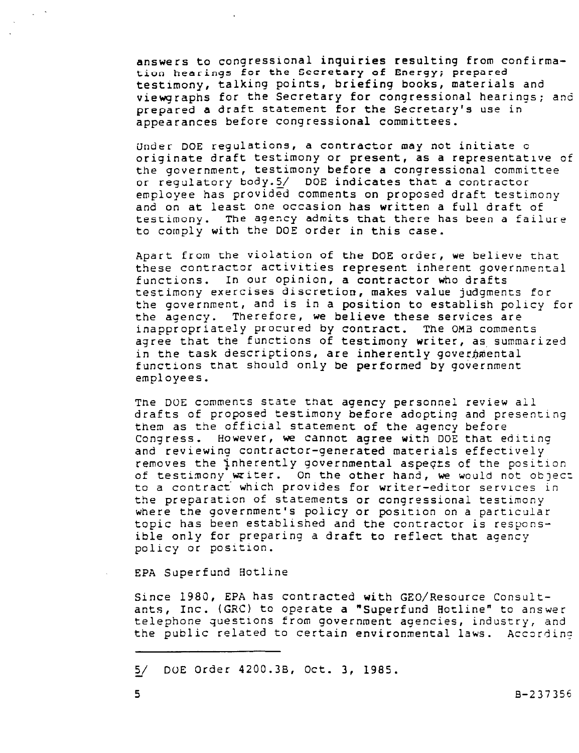answers to congressional inquiries resulting from confirmation hearings for the Secretary of Energy; prepared testimony, talking points, briefing books, materials and viewgraphs for the Secretary for congressional hearings; and prepared a draft statement for the Secretary's use in appearances before congressional committees.

Under DOE regulations, a contractor may not initiate o originate draft testimony or present, as a representative of the government, testimony before a congressional committee or regulatory body.5/ DOE indicates that a contractor employee has provided comments on proposed draft testimony and on at least one occasion has written a full draft of testimony. The agency admits that there has been a failure to comply with the DOE order in this case.

Apart from the violation of the DOE order, we believe that these contractor activities represent inherent governmental functions. In our opinion, a contractor who drafts testimony exercises discretion, makes value judgments for the government, and is in a position to establish policy for the agency. Therefore, we believe these services are inappropriately procured by contract. The OMB comments agree that the functions of testimony writer, as summarized in the task descriptions, are inherently governmental functions that should only be performed by government employees.

The DOE comments state that agency personnel review all drafts of proposed testimony before adopting and presenting them as the official statement of the agency before Congress. However, we cannot agree with DOE that editing and reviewing contractor-generated materials effectively removes the inherently governmental aspects of the position of testimony writer. On the other hand, we would not object to a contract which provides for writer-editor services in the preparation of statements or congressional testimony where the government's policy or position on a particular topic has been established and the contractor is responsible only for preparing a draft to reflect that agency policy or position.

EPA Superfund Hotline

Since 1980, EPA has contracted with GEO/Resource Consultants, Inc. (GRC) to operate a "Superfund Hotline" to answer telephone questions from government agencies, industry, and the public related to certain environmental laws. According

---

5/ DOE Order 4200.3B, Oct. 3, 1985.

B-237356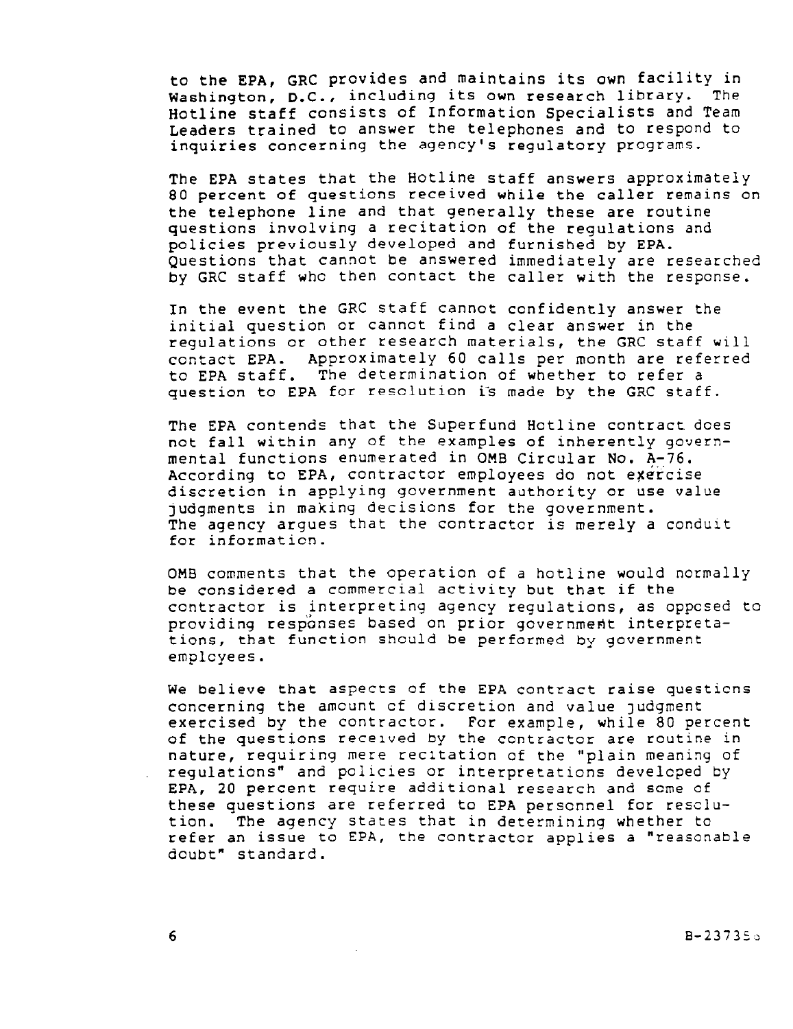to the EPA, GRC provides and maintains its own facility in Washington, D.C., including its own research library. The Hotline staff consists of Information Specialists and Team Leaders trained to answer the telephones and to respond to inquiries concerning the agency's regulatory programs.

The EPA states that the Hotline staff answers approximately 80 percent of questions received while the caller remains on the telephone line and that generally these are routine questions involving a recitation of the regulations and policies previously developed and furnished by EPA. Questions that cannot be answered immediately are researched by GRC staff who then contact the caller with the response.

In the event the GRC staff cannot confidently answer the initial question or cannot find a clear answer in the regulations or other research materials, the GRC staff will contact EPA. Approximately 60 calls per month are referred to EPA staff. The determination of whether to refer a question to EPA for resolution is made by the GRC staff.

The EPA contends that the Superfund Hotline contract does not fall within any of the examples of inherently governmental functions enumerated in OMB Circular No. A-76. According to EPA, contractor employees do not exercise discretion in applying government authority or use value judgments in making decisions for the government. The agency argues that the contractor is merely a conduit for information.

OMB comments that the operation of a hotline would normally be considered a commercial activity but that if the contractor is interpreting agency regulations, as opposed to providing responses based on prior government interpretations, that function should be performed by government employees.

We believe that aspects of the EPA contract raise questions concerning the amount of discretion and value judgment exercised by the contractor. For example, while 80 percent of the questions received by the contractor are routine in nature, requiring mere recitation of the "plain meaning of regulations" and policies or interpretations developed by EPA, 20 percent require additional research and some of these questions are referred to EPA personnel for resolution. The agency states that in determining whether to refer an issue to EPA, the contractor applies a "reasonable doubt" standard.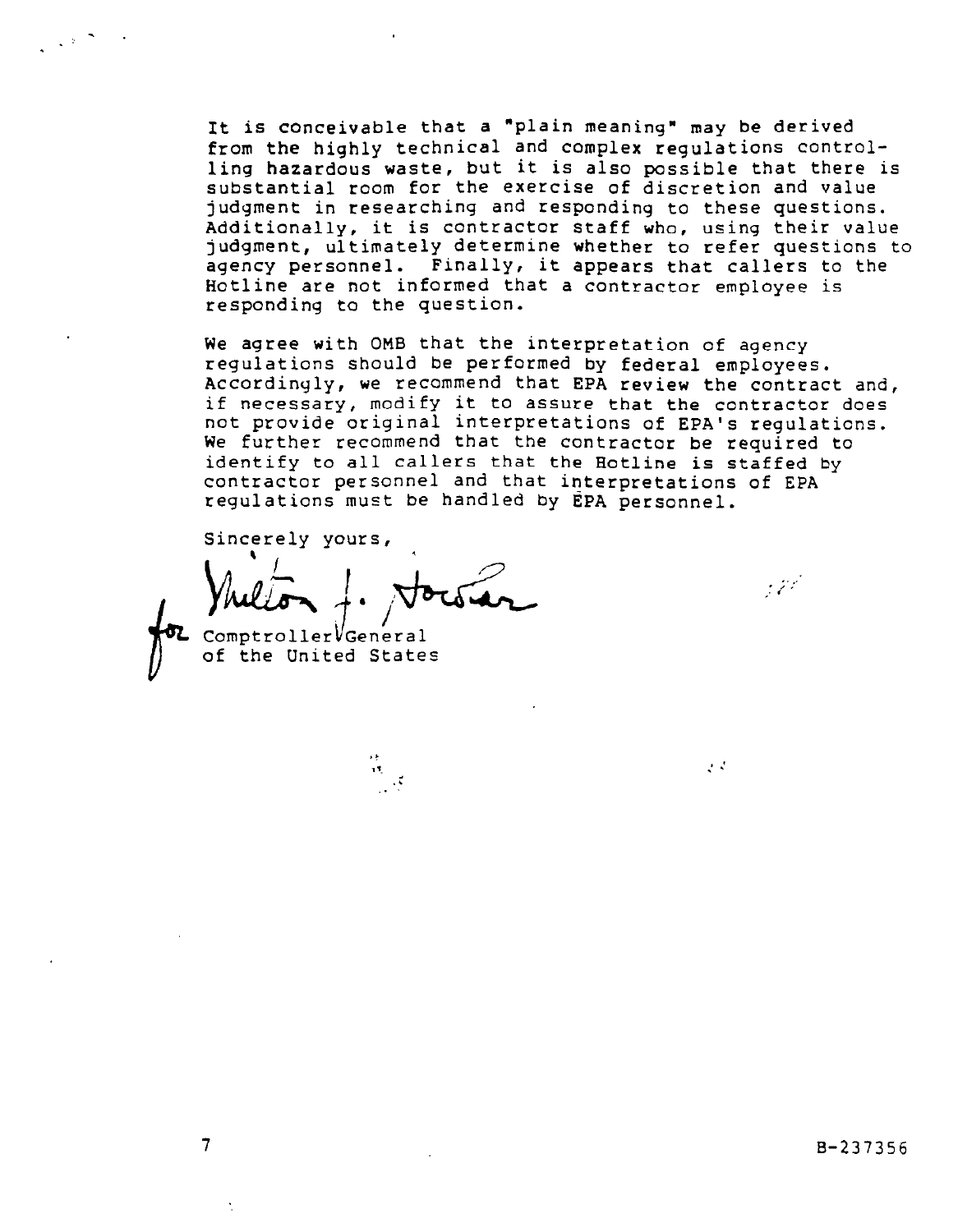It is conceivable that a "plain meaning" may be derived from the highly technical and complex regulations controlling hazardous waste, but it is also possible that there is substantial room for the exercise of discretion and value judgment in researching and responding to these questions. Additionally, it is contractor staff who, using their value judgment, ultimately determine whether to refer questions to agency personnel. Finally, it appears that callers to the Hotline are not informed that a contractor employee is responding to the question.

We agree with OMB that the interpretation of agency regulations should be performed by federal employees. Accordingly, we recommend that EPA review the contract and, if necessary, modify it to assure that the contractor does not provide original interpretations of EPA's regulations. We further recommend that the contractor be required to identify to all callers that the Hotline is staffed by contractor personnel and that interpretations of EPA regulations must be handled by EPA personnel.

Sincerely yours,

Milton J. Socolar

for Comptroller General
of the United States

B-237356